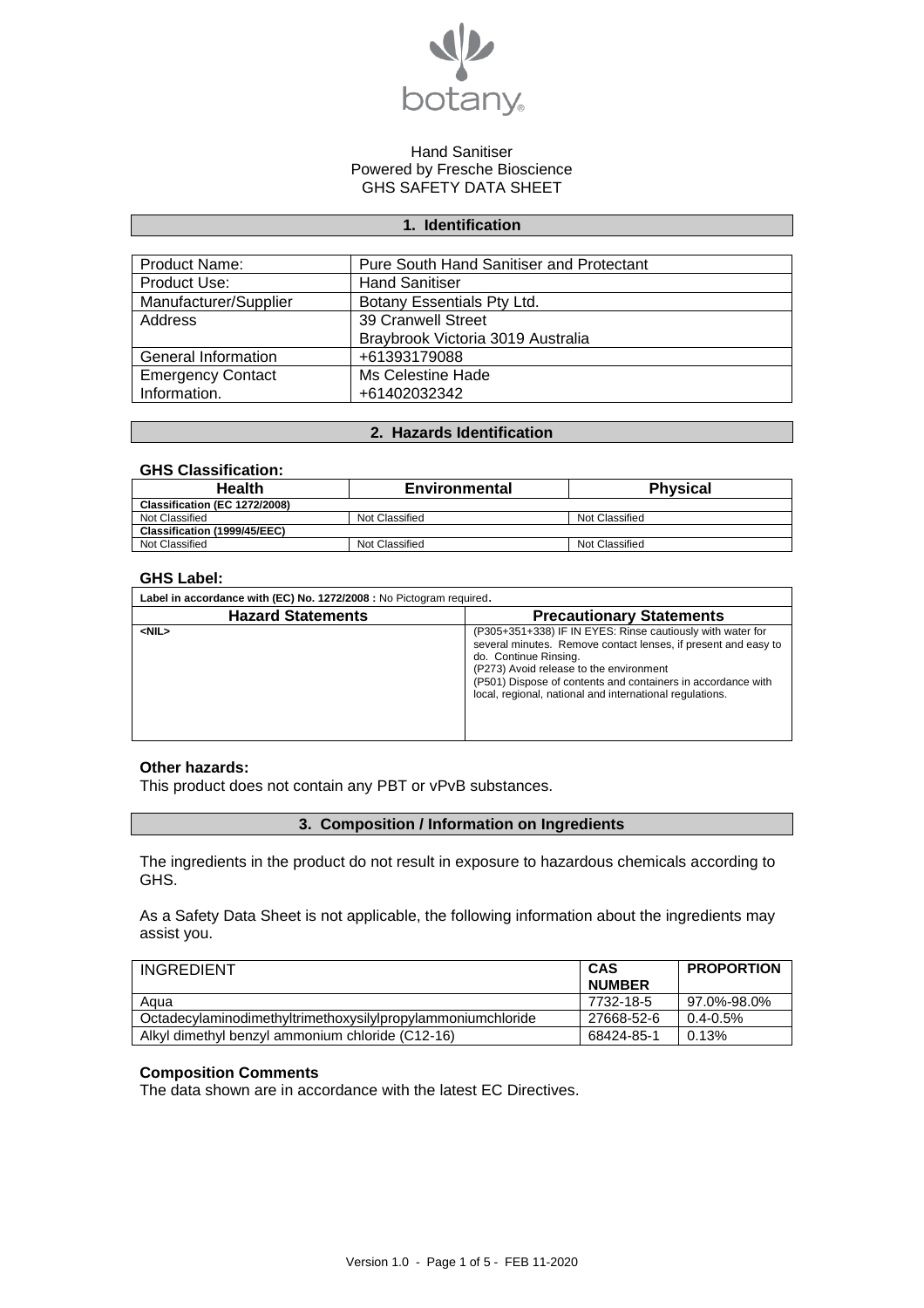botany

Hand Sanitiser
Powered by Fresche Bioscience
GHS SAFETY DATA SHEET

## 1. Identification

| | |
|---|---|
| Product Name: | Pure South Hand Sanitiser and Protectant |
| Product Use: | Hand Sanitiser |
| Manufacturer/Supplier | Botany Essentials Pty Ltd. |
| Address | 39 Cranwell Street<br>Braybrook Victoria 3019 Australia |
| General Information | +61393179088 |
| Emergency Contact Information. | Ms Celestine Hade<br>+61402032342 |

## 2. Hazards Identification

**GHS Classification:**

| Health | Environmental | Physical |
|---|---|---|
| **Classification (EC 1272/2008)** | | |
| Not Classified | Not Classified | Not Classified |
| **Classification (1999/45/EEC)** | | |
| Not Classified | Not Classified | Not Classified |

**GHS Label:**

| **Label in accordance with (EC) No. 1272/2008 :** No Pictogram required. | |
|---|---|
| **Hazard Statements** | **Precautionary Statements** |
| <NIL> | (P305+351+338) IF IN EYES: Rinse cautiously with water for several minutes. Remove contact lenses, if present and easy to do. Continue Rinsing.<br>(P273) Avoid release to the environment<br>(P501) Dispose of contents and containers in accordance with local, regional, national and international regulations. |

**Other hazards:**

This product does not contain any PBT or vPvB substances.

## 3. Composition / Information on Ingredients

The ingredients in the product do not result in exposure to hazardous chemicals according to GHS.

As a Safety Data Sheet is not applicable, the following information about the ingredients may assist you.

| INGREDIENT | CAS NUMBER | PROPORTION |
|---|---|---|
| Aqua | 7732-18-5 | 97.0%-98.0% |
| Octadecylaminodimethyltrimethoxysilylpropylammoniumchloride | 27668-52-6 | 0.4-0.5% |
| Alkyl dimethyl benzyl ammonium chloride (C12-16) | 68424-85-1 | 0.13% |

**Composition Comments**

The data shown are in accordance with the latest EC Directives.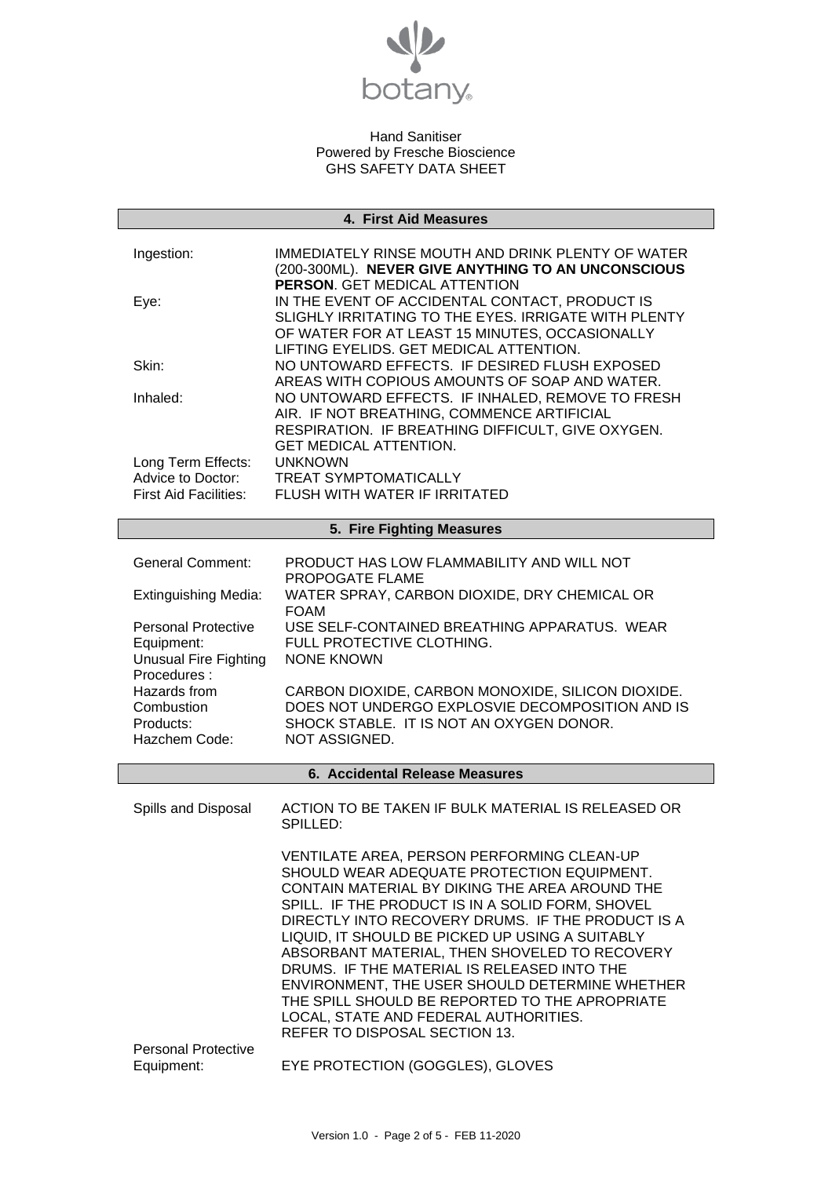Hand Sanitiser
Powered by Fresche Bioscience
GHS SAFETY DATA SHEET

## 4. First Aid Measures

| | |
|---|---|
| Ingestion: | IMMEDIATELY RINSE MOUTH AND DRINK PLENTY OF WATER (200-300ML). **NEVER GIVE ANYTHING TO AN UNCONSCIOUS PERSON**. GET MEDICAL ATTENTION |
| Eye: | IN THE EVENT OF ACCIDENTAL CONTACT, PRODUCT IS SLIGHLY IRRITATING TO THE EYES. IRRIGATE WITH PLENTY OF WATER FOR AT LEAST 15 MINUTES, OCCASIONALLY LIFTING EYELIDS. GET MEDICAL ATTENTION. |
| Skin: | NO UNTOWARD EFFECTS. IF DESIRED FLUSH EXPOSED AREAS WITH COPIOUS AMOUNTS OF SOAP AND WATER. |
| Inhaled: | NO UNTOWARD EFFECTS. IF INHALED, REMOVE TO FRESH AIR. IF NOT BREATHING, COMMENCE ARTIFICIAL RESPIRATION. IF BREATHING DIFFICULT, GIVE OXYGEN. GET MEDICAL ATTENTION. |
| Long Term Effects: | UNKNOWN |
| Advice to Doctor: | TREAT SYMPTOMATICALLY |
| First Aid Facilities: | FLUSH WITH WATER IF IRRITATED |

## 5. Fire Fighting Measures

| | |
|---|---|
| General Comment: | PRODUCT HAS LOW FLAMMABILITY AND WILL NOT PROPOGATE FLAME |
| Extinguishing Media: | WATER SPRAY, CARBON DIOXIDE, DRY CHEMICAL OR FOAM |
| Personal Protective Equipment: | USE SELF-CONTAINED BREATHING APPARATUS. WEAR FULL PROTECTIVE CLOTHING. |
| Unusual Fire Fighting Procedures : | NONE KNOWN |
| Hazards from Combustion Products: | CARBON DIOXIDE, CARBON MONOXIDE, SILICON DIOXIDE. DOES NOT UNDERGO EXPLOSVIE DECOMPOSITION AND IS SHOCK STABLE. IT IS NOT AN OXYGEN DONOR. |
| Hazchem Code: | NOT ASSIGNED. |

## 6. Accidental Release Measures

| | |
|---|---|
| Spills and Disposal | ACTION TO BE TAKEN IF BULK MATERIAL IS RELEASED OR SPILLED:<br><br>VENTILATE AREA, PERSON PERFORMING CLEAN-UP SHOULD WEAR ADEQUATE PROTECTION EQUIPMENT. CONTAIN MATERIAL BY DIKING THE AREA AROUND THE SPILL. IF THE PRODUCT IS IN A SOLID FORM, SHOVEL DIRECTLY INTO RECOVERY DRUMS. IF THE PRODUCT IS A LIQUID, IT SHOULD BE PICKED UP USING A SUITABLY ABSORBANT MATERIAL, THEN SHOVELED TO RECOVERY DRUMS. IF THE MATERIAL IS RELEASED INTO THE ENVIRONMENT, THE USER SHOULD DETERMINE WHETHER THE SPILL SHOULD BE REPORTED TO THE APROPRIATE LOCAL, STATE AND FEDERAL AUTHORITIES.<br>REFER TO DISPOSAL SECTION 13. |
| Personal Protective Equipment: | EYE PROTECTION (GOGGLES), GLOVES |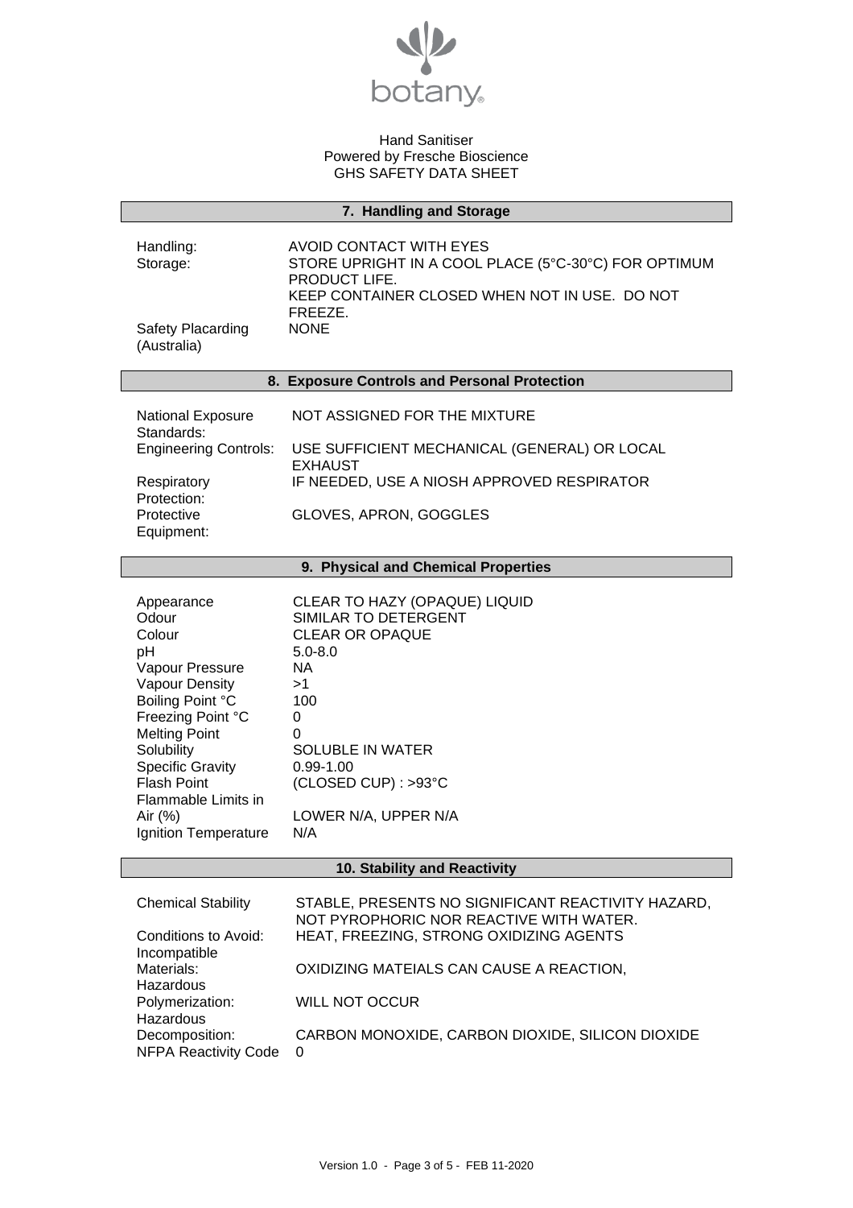botany®

Hand Sanitiser
Powered by Fresche Bioscience
GHS SAFETY DATA SHEET

## 7. Handling and Storage

| | |
|---|---|
| Handling: | AVOID CONTACT WITH EYES |
| Storage: | STORE UPRIGHT IN A COOL PLACE (5°C-30°C) FOR OPTIMUM PRODUCT LIFE. KEEP CONTAINER CLOSED WHEN NOT IN USE. DO NOT FREEZE. |
| Safety Placarding (Australia) | NONE |

## 8. Exposure Controls and Personal Protection

| | |
|---|---|
| National Exposure Standards: | NOT ASSIGNED FOR THE MIXTURE |
| Engineering Controls: | USE SUFFICIENT MECHANICAL (GENERAL) OR LOCAL EXHAUST |
| Respiratory Protection: | IF NEEDED, USE A NIOSH APPROVED RESPIRATOR |
| Protective Equipment: | GLOVES, APRON, GOGGLES |

## 9. Physical and Chemical Properties

| | |
|---|---|
| Appearance | CLEAR TO HAZY (OPAQUE) LIQUID |
| Odour | SIMILAR TO DETERGENT |
| Colour | CLEAR OR OPAQUE |
| pH | 5.0-8.0 |
| Vapour Pressure | NA |
| Vapour Density | >1 |
| Boiling Point °C | 100 |
| Freezing Point °C | 0 |
| Melting Point | 0 |
| Solubility | SOLUBLE IN WATER |
| Specific Gravity | 0.99-1.00 |
| Flash Point | (CLOSED CUP) : >93°C |
| Flammable Limits in Air (%) | LOWER N/A, UPPER N/A |
| Ignition Temperature | N/A |

## 10. Stability and Reactivity

| | |
|---|---|
| Chemical Stability | STABLE, PRESENTS NO SIGNIFICANT REACTIVITY HAZARD, NOT PYROPHORIC NOR REACTIVE WITH WATER. |
| Conditions to Avoid: | HEAT, FREEZING, STRONG OXIDIZING AGENTS |
| Incompatible Materials: | OXIDIZING MATEIALS CAN CAUSE A REACTION, |
| Hazardous Polymerization: | WILL NOT OCCUR |
| Hazardous Decomposition: | CARBON MONOXIDE, CARBON DIOXIDE, SILICON DIOXIDE |
| NFPA Reactivity Code | 0 |

Version 1.0 - FEB 11-2020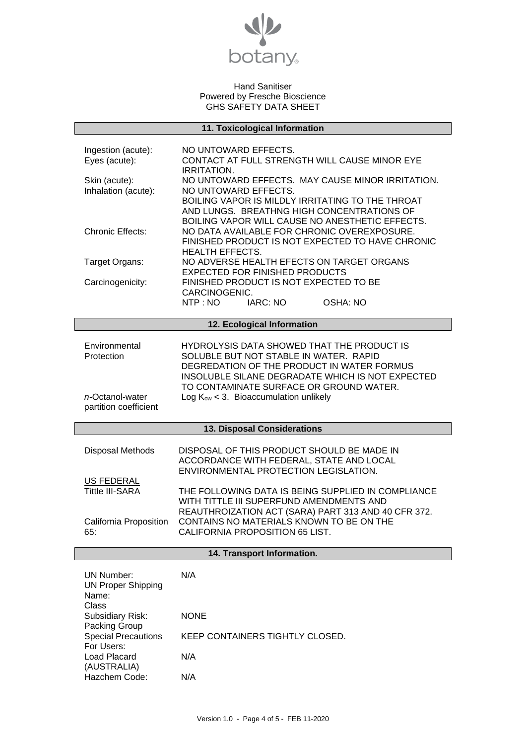Hand Sanitiser
Powered by Fresche Bioscience
GHS SAFETY DATA SHEET

## 11. Toxicological Information

| | |
|---|---|
| Ingestion (acute): | NO UNTOWARD EFFECTS. |
| Eyes (acute): | CONTACT AT FULL STRENGTH WILL CAUSE MINOR EYE IRRITATION. |
| Skin (acute): | NO UNTOWARD EFFECTS. MAY CAUSE MINOR IRRITATION. |
| Inhalation (acute): | NO UNTOWARD EFFECTS. BOILING VAPOR IS MILDLY IRRITATING TO THE THROAT AND LUNGS. BREATHNG HIGH CONCENTRATIONS OF BOILING VAPOR WILL CAUSE NO ANESTHETIC EFFECTS. |
| Chronic Effects: | NO DATA AVAILABLE FOR CHRONIC OVEREXPOSURE. FINISHED PRODUCT IS NOT EXPECTED TO HAVE CHRONIC HEALTH EFFECTS. |
| Target Organs: | NO ADVERSE HEALTH EFECTS ON TARGET ORGANS EXPECTED FOR FINISHED PRODUCTS |
| Carcinogenicity: | FINISHED PRODUCT IS NOT EXPECTED TO BE CARCINOGENIC. NTP : NO IARC: NO OSHA: NO |

## 12. Ecological Information

| | |
|---|---|
| Environmental Protection | HYDROLYSIS DATA SHOWED THAT THE PRODUCT IS SOLUBLE BUT NOT STABLE IN WATER. RAPID DEGREDATION OF THE PRODUCT IN WATER FORMUS INSOLUBLE SILANE DEGRADATE WHICH IS NOT EXPECTED TO CONTAMINATE SURFACE OR GROUND WATER. |
| *n*-Octanol-water partition coefficient | Log $K_{ow} < 3$. Bioaccumulation unlikely |

## 13. Disposal Considerations

| | |
|---|---|
| Disposal Methods | DISPOSAL OF THIS PRODUCT SHOULD BE MADE IN ACCORDANCE WITH FEDERAL, STATE AND LOCAL ENVIRONMENTAL PROTECTION LEGISLATION. |
| <u>US FEDERAL</u> Tittle III-SARA | THE FOLLOWING DATA IS BEING SUPPLIED IN COMPLIANCE WITH TITTLE III SUPERFUND AMENDMENTS AND REAUTHROIZATION ACT (SARA) PART 313 AND 40 CFR 372. |
| California Proposition 65: | CONTAINS NO MATERIALS KNOWN TO BE ON THE CALIFORNIA PROPOSITION 65 LIST. |

## 14. Transport Information.

| | |
|---|---|
| UN Number: | N/A |
| UN Proper Shipping Name: | |
| Class | |
| Subsidiary Risk: | NONE |
| Packing Group | |
| Special Precautions For Users: | KEEP CONTAINERS TIGHTLY CLOSED. |
| Load Placard (AUSTRALIA) | N/A |
| Hazchem Code: | N/A |

Version 1.0 - Page 4 of 5 - FEB 11-2020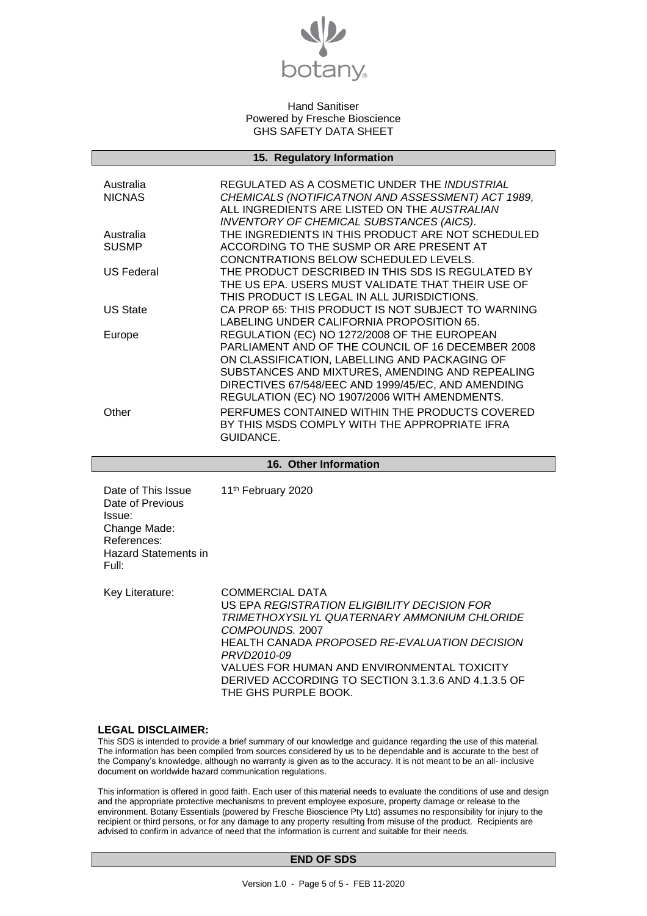Hand Sanitiser
Powered by Fresche Bioscience
GHS SAFETY DATA SHEET

## 15. Regulatory Information

| | |
|---|---|
| Australia NICNAS | REGULATED AS A COSMETIC UNDER THE *INDUSTRIAL CHEMICALS (NOTIFICATNON AND ASSESSMENT) ACT 1989,* ALL INGREDIENTS ARE LISTED ON THE *AUSTRALIAN INVENTORY OF CHEMICAL SUBSTANCES (AICS)*. |
| Australia SUSMP | THE INGREDIENTS IN THIS PRODUCT ARE NOT SCHEDULED ACCORDING TO THE SUSMP OR ARE PRESENT AT CONCNTRATIONS BELOW SCHEDULED LEVELS. |
| US Federal | THE PRODUCT DESCRIBED IN THIS SDS IS REGULATED BY THE US EPA. USERS MUST VALIDATE THAT THEIR USE OF THIS PRODUCT IS LEGAL IN ALL JURISDICTIONS. |
| US State | CA PROP 65: THIS PRODUCT IS NOT SUBJECT TO WARNING LABELING UNDER CALIFORNIA PROPOSITION 65. |
| Europe | REGULATION (EC) NO 1272/2008 OF THE EUROPEAN PARLIAMENT AND OF THE COUNCIL OF 16 DECEMBER 2008 ON CLASSIFICATION, LABELLING AND PACKAGING OF SUBSTANCES AND MIXTURES, AMENDING AND REPEALING DIRECTIVES 67/548/EEC AND 1999/45/EC, AND AMENDING REGULATION (EC) NO 1907/2006 WITH AMENDMENTS. |
| Other | PERFUMES CONTAINED WITHIN THE PRODUCTS COVERED BY THIS MSDS COMPLY WITH THE APPROPRIATE IFRA GUIDANCE. |

## 16. Other Information

| | |
|---|---|
| Date of This Issue | 11th February 2020 |
| Date of Previous Issue: | |
| Change Made: | |
| References: | |
| Hazard Statements in Full: | |
| Key Literature: | COMMERCIAL DATA<br>US EPA *REGISTRATION ELIGIBILITY DECISION FOR TRIMETHOXYSILYL QUATERNARY AMMONIUM CHLORIDE COMPOUNDS.* 2007<br>HEALTH CANADA *PROPOSED RE-EVALUATION DECISION PRVD2010-09*<br>VALUES FOR HUMAN AND ENVIRONMENTAL TOXICITY DERIVED ACCORDING TO SECTION 3.1.3.6 AND 4.1.3.5 OF THE GHS PURPLE BOOK. |

**LEGAL DISCLAIMER:**

This SDS is intended to provide a brief summary of our knowledge and guidance regarding the use of this material. The information has been compiled from sources considered by us to be dependable and is accurate to the best of the Company's knowledge, although no warranty is given as to the accuracy. It is not meant to be an all- inclusive document on worldwide hazard communication regulations.

This information is offered in good faith. Each user of this material needs to evaluate the conditions of use and design and the appropriate protective mechanisms to prevent employee exposure, property damage or release to the environment. Botany Essentials (powered by Fresche Bioscience Pty Ltd) assumes no responsibility for injury to the recipient or third persons, or for any damage to any property resulting from misuse of the product. Recipients are advised to confirm in advance of need that the information is current and suitable for their needs.

**END OF SDS**

Version 1.0 - Page 5 of 5 - FEB 11-2020